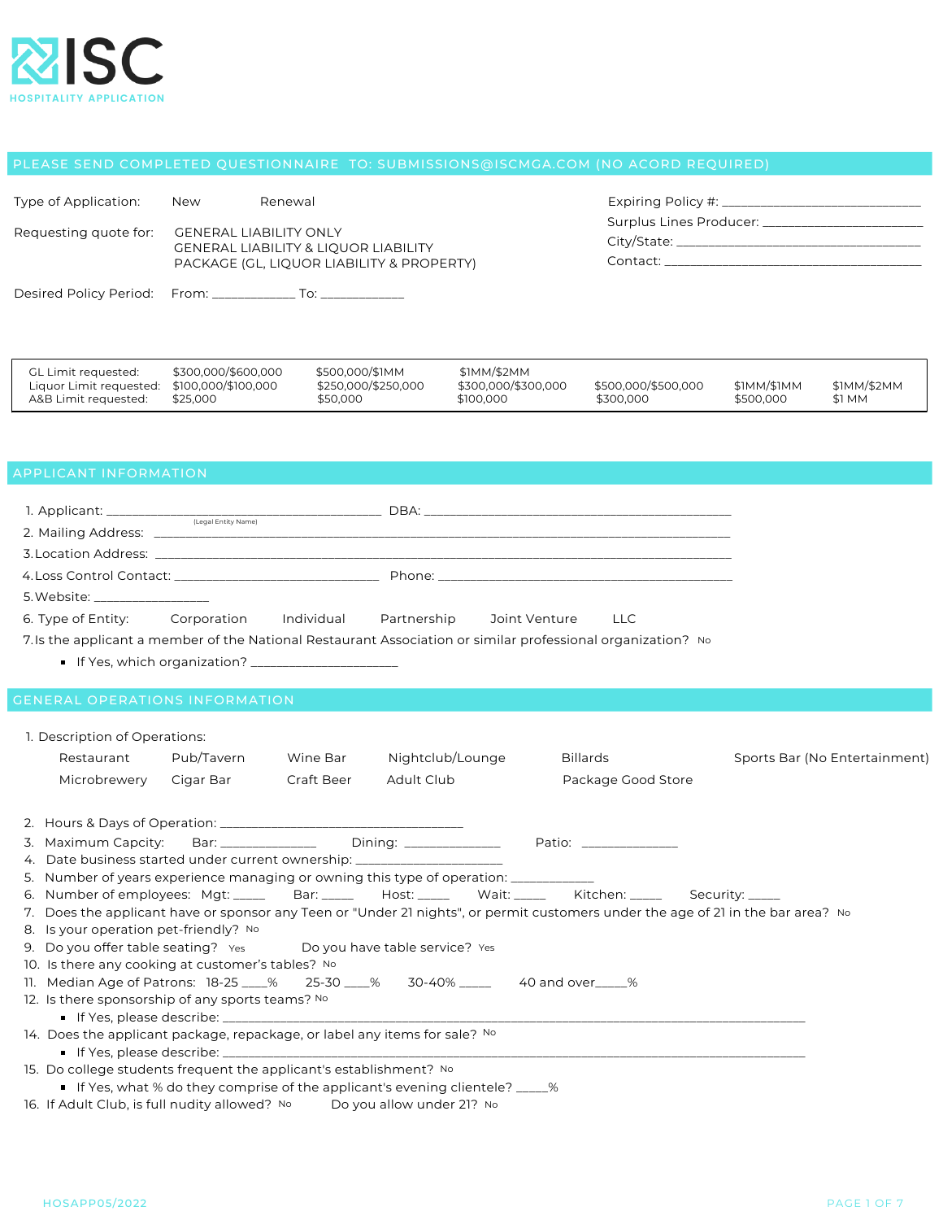# ISC

HOSPITALITY APPLICATION

## PLEASE SEND COMPLETED QUESTIONNAIRE TO: SUBMISSIONS@ISCMGA.COM (NO ACORD REQUIRED)

Type of Application: New Renewal

Requesting quote for: GENERAL LIABILITY ONLY
GENERAL LIABILITY & LIQUOR LIABILITY
PACKAGE (GL, LIQUOR LIABILITY & PROPERTY)

Desired Policy Period: From: ____________ To: ____________

Expiring Policy #: ______________________________

Surplus Lines Producer: ________________________

City/State: _____________________________________

Contact: _______________________________________

| | | | | | | |
|---|---|---|---|---|---|---|
| GL Limit requested: | $300,000/$600,000 | $500,000/$1MM | $1MM/$2MM | | | |
| Liquor Limit requested: | $100,000/$100,000 | $250,000/$250,000 | $300,000/$300,000 | $500,000/$500,000 | $1MM/$1MM | $1MM/$2MM |
| A&B Limit requested: | $25,000 | $50,000 | $100,000 | $300,000 | $500,000 | $1 MM |

## APPLICANT INFORMATION

1. Applicant: ________________________________________ DBA: ______________________________________________
   (Legal Entity Name)
2. Mailing Address: ______________________________________________________________________________________
3. Location Address: _____________________________________________________________________________________
4. Loss Control Contact: ______________________________ Phone: ______________________________________________
5. Website: ________________
6. Type of Entity: Corporation Individual Partnership Joint Venture LLC
7. Is the applicant a member of the National Restaurant Association or similar professional organization? No
   - If Yes, which organization? ______________________

## GENERAL OPERATIONS INFORMATION

1. Description of Operations:

   Restaurant Pub/Tavern Wine Bar Nightclub/Lounge Billards Sports Bar (No Entertainment)

   Microbrewery Cigar Bar Craft Beer Adult Club Package Good Store

2. Hours & Days of Operation: _____________________________________
3. Maximum Capcity: Bar: ______________ Dining: ______________ Patio: ______________
4. Date business started under current ownership: ______________________
5. Number of years experience managing or owning this type of operation: ____________
6. Number of employees: Mgt: _____ Bar: _____ Host: _____ Wait: _____ Kitchen: _____ Security: _____
7. Does the applicant have or sponsor any Teen or "Under 21 nights", or permit customers under the age of 21 in the bar area? No
8. Is your operation pet-friendly? No
9. Do you offer table seating? Yes Do you have table service? Yes
10. Is there any cooking at customer's tables? No
11. Median Age of Patrons: 18-25 ____% 25-30 ____% 30-40% _____ 40 and over_____%
12. Is there sponsorship of any sports teams? No
    - If Yes, please describe: __________________________________________________________________________________
14. Does the applicant package, repackage, or label any items for sale? No
    - If Yes, please describe: __________________________________________________________________________________
15. Do college students frequent the applicant's establishment? No
    - If Yes, what % do they comprise of the applicant's evening clientele? _____%
16. If Adult Club, is full nudity allowed? No Do you allow under 21? No

HOSAPP05/2022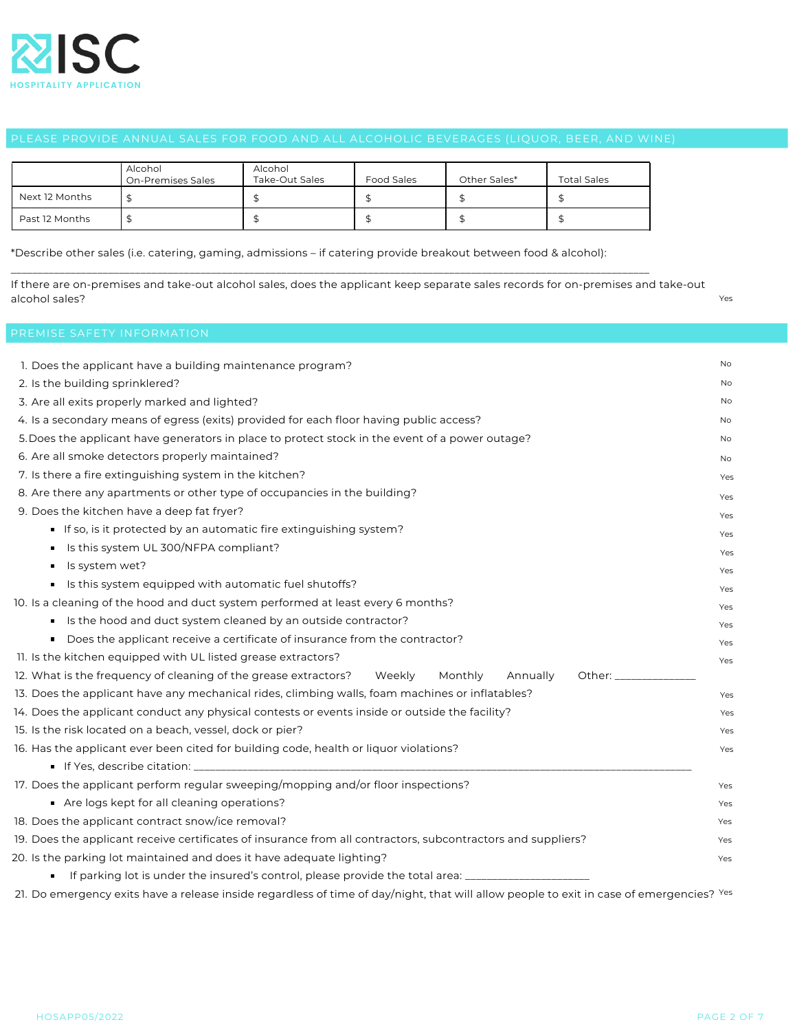ISC

HOSPITALITY APPLICATION

## PLEASE PROVIDE ANNUAL SALES FOR FOOD AND ALL ALCOHOLIC BEVERAGES (LIQUOR, BEER, AND WINE)

| | Alcohol On-Premises Sales | Alcohol Take-Out Sales | Food Sales | Other Sales* | Total Sales |
|---|---|---|---|---|---|
| Next 12 Months | $ | $ | $ | $ | $ |
| Past 12 Months | $ | $ | $ | $ | $ |

*Describe other sales (i.e. catering, gaming, admissions – if catering provide breakout between food & alcohol):

_______________________________________________________________________________________________

If there are on-premises and take-out alcohol sales, does the applicant keep separate sales records for on-premises and take-out alcohol sales? Yes

## PREMISE SAFETY INFORMATION

1. Does the applicant have a building maintenance program? No
2. Is the building sprinklered? No
3. Are all exits properly marked and lighted? No
4. Is a secondary means of egress (exits) provided for each floor having public access? No
5. Does the applicant have generators in place to protect stock in the event of a power outage? No
6. Are all smoke detectors properly maintained? No
7. Is there a fire extinguishing system in the kitchen? Yes
8. Are there any apartments or other type of occupancies in the building? Yes
9. Does the kitchen have a deep fat fryer? Yes
   - If so, is it protected by an automatic fire extinguishing system? Yes
   - Is this system UL 300/NFPA compliant? Yes
   - Is system wet? Yes
   - Is this system equipped with automatic fuel shutoffs? Yes
10. Is a cleaning of the hood and duct system performed at least every 6 months? Yes
    - Is the hood and duct system cleaned by an outside contractor? Yes
    - Does the applicant receive a certificate of insurance from the contractor? Yes
11. Is the kitchen equipped with UL listed grease extractors? Yes
12. What is the frequency of cleaning of the grease extractors? Weekly Monthly Annually Other: ______________
13. Does the applicant have any mechanical rides, climbing walls, foam machines or inflatables? Yes
14. Does the applicant conduct any physical contests or events inside or outside the facility? Yes
15. Is the risk located on a beach, vessel, dock or pier? Yes
16. Has the applicant ever been cited for building code, health or liquor violations? Yes
    - If Yes, describe citation: ________________________________________________________________________________
17. Does the applicant perform regular sweeping/mopping and/or floor inspections? Yes
    - Are logs kept for all cleaning operations? Yes
18. Does the applicant contract snow/ice removal? Yes
19. Does the applicant receive certificates of insurance from all contractors, subcontractors and suppliers? Yes
20. Is the parking lot maintained and does it have adequate lighting? Yes
    - If parking lot is under the insured's control, please provide the total area: ____________________
21. Do emergency exits have a release inside regardless of time of day/night, that will allow people to exit in case of emergencies? Yes

HOSAPP05/2022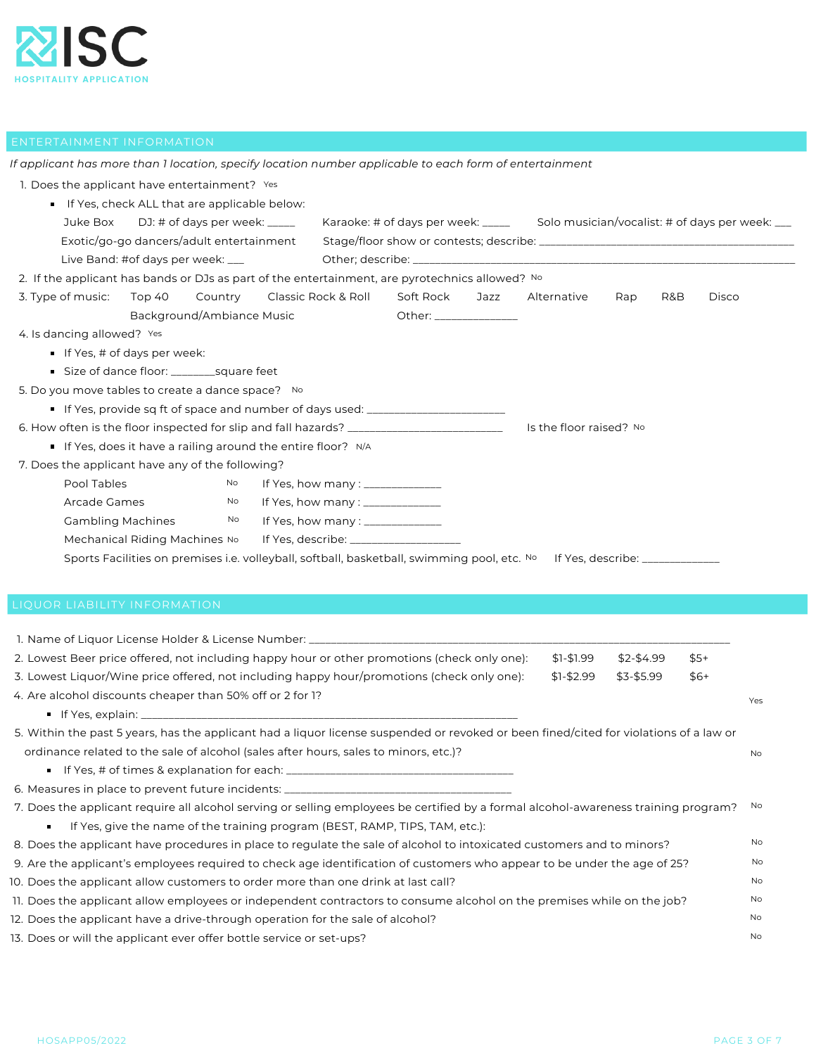ISC

HOSPITALITY APPLICATION

## ENTERTAINMENT INFORMATION

*If applicant has more than 1 location, specify location number applicable to each form of entertainment*

1. Does the applicant have entertainment? Yes
   - If Yes, check ALL that are applicable below:

   Juke Box   DJ: # of days per week: _____   Karaoke: # of days per week: _____   Solo musician/vocalist: # of days per week: ___

   Exotic/go-go dancers/adult entertainment   Stage/floor show or contests; describe: ___________________________________________

   Live Band: #of days per week: ___   Other; describe: ___________________________________________________________________

2. If the applicant has bands or DJs as part of the entertainment, are pyrotechnics allowed? No
3. Type of music:   Top 40   Country   Classic Rock & Roll   Soft Rock   Jazz   Alternative   Rap   R&B   Disco

   Background/Ambiance Music   Other: ______________
4. Is dancing allowed? Yes
   - If Yes, # of days per week:
   - Size of dance floor: ________square feet
5. Do you move tables to create a dance space? No
   - If Yes, provide sq ft of space and number of days used: _______________________
6. How often is the floor inspected for slip and fall hazards? __________________________   Is the floor raised? No
   - If Yes, does it have a railing around the entire floor? N/A
7. Does the applicant have any of the following?

   Pool Tables   No   If Yes, how many : _____________

   Arcade Games   No   If Yes, how many : _____________

   Gambling Machines   No   If Yes, how many : _____________

   Mechanical Riding Machines No   If Yes, describe: __________________

   Sports Facilities on premises i.e. volleyball, softball, basketball, swimming pool, etc. No   If Yes, describe: _____________

## LIQUOR LIABILITY INFORMATION

1. Name of Liquor License Holder & License Number: ________________________________________________________________________
2. Lowest Beer price offered, not including happy hour or other promotions (check only one):   $1-$1.99   $2-$4.99   $5+
3. Lowest Liquor/Wine price offered, not including happy hour/promotions (check only one):   $1-$2.99   $3-$5.99   $6+
4. Are alcohol discounts cheaper than 50% off or 2 for 1? Yes
   - If Yes, explain: ________________________________________________
5. Within the past 5 years, has the applicant had a liquor license suspended or revoked or been fined/cited for violations of a law or ordinance related to the sale of alcohol (sales after hours, sales to minors, etc.)? No
   - If Yes, # of times & explanation for each: ______________________________________
6. Measures in place to prevent future incidents: ______________________________________
7. Does the applicant require all alcohol serving or selling employees be certified by a formal alcohol-awareness training program? No
   - If Yes, give the name of the training program (BEST, RAMP, TIPS, TAM, etc.):
8. Does the applicant have procedures in place to regulate the sale of alcohol to intoxicated customers and to minors? No
9. Are the applicant's employees required to check age identification of customers who appear to be under the age of 25? No
10. Does the applicant allow customers to order more than one drink at last call? No
11. Does the applicant allow employees or independent contractors to consume alcohol on the premises while on the job? No
12. Does the applicant have a drive-through operation for the sale of alcohol? No
13. Does or will the applicant ever offer bottle service or set-ups? No

HOSAPP05/2022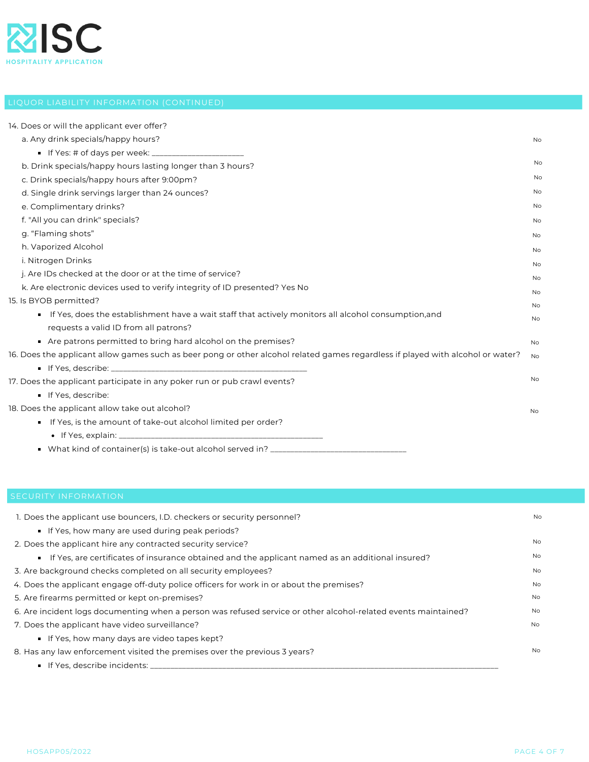# ISC

HOSPITALITY APPLICATION

## LIQUOR LIABILITY INFORMATION (CONTINUED)

14. Does or will the applicant ever offer?
    a. Any drink specials/happy hours? No
    - If Yes: # of days per week: ______________________
    
    b. Drink specials/happy hours lasting longer than 3 hours? No
    
    c. Drink specials/happy hours after 9:00pm? No
    
    d. Single drink servings larger than 24 ounces? No
    
    e. Complimentary drinks? No
    
    f. "All you can drink" specials? No
    
    g. "Flaming shots" No
    
    h. Vaporized Alcohol No
    
    i. Nitrogen Drinks No
    
    j. Are IDs checked at the door or at the time of service? No
    
    k. Are electronic devices used to verify integrity of ID presented? Yes No — No

15. Is BYOB permitted? No
    - If Yes, does the establishment have a wait staff that actively monitors all alcohol consumption,and requests a valid ID from all patrons? No
    - Are patrons permitted to bring hard alcohol on the premises? No

16. Does the applicant allow games such as beer pong or other alcohol related games regardless if played with alcohol or water? No
    - If Yes, describe: ______________________________________________

17. Does the applicant participate in any poker run or pub crawl events? No
    - If Yes, describe:

18. Does the applicant allow take out alcohol? No
    - If Yes, is the amount of take-out alcohol limited per order?
        - If Yes, explain: _________________________________________________
    - What kind of container(s) is take-out alcohol served in? ________________________________

## SECURITY INFORMATION

1. Does the applicant use bouncers, I.D. checkers or security personnel? No
    - If Yes, how many are used during peak periods?
2. Does the applicant hire any contracted security service? No
    - If Yes, are certificates of insurance obtained and the applicant named as an additional insured? No
3. Are background checks completed on all security employees? No
4. Does the applicant engage off-duty police officers for work in or about the premises? No
5. Are firearms permitted or kept on-premises? No
6. Are incident logs documenting when a person was refused service or other alcohol-related events maintained? No
7. Does the applicant have video surveillance? No
    - If Yes, how many days are video tapes kept?
8. Has any law enforcement visited the premises over the previous 3 years? No
    - If Yes, describe incidents: ____________________________________________________________________________________

HOSAPP05/2022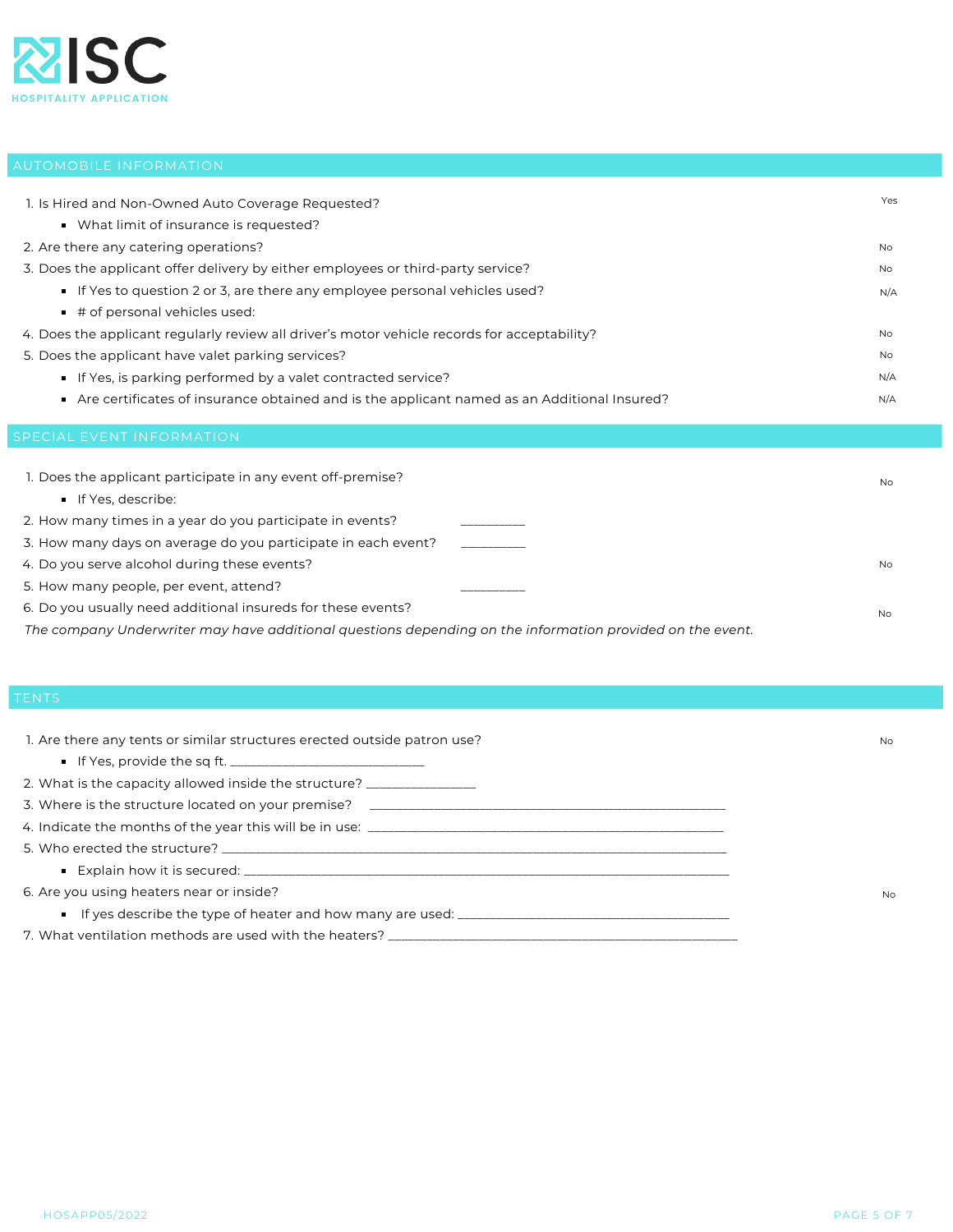**ISC**
HOSPITALITY APPLICATION

## AUTOMOBILE INFORMATION

1. Is Hired and Non-Owned Auto Coverage Requested? Yes
   - What limit of insurance is requested?
2. Are there any catering operations? No
3. Does the applicant offer delivery by either employees or third-party service? No
   - If Yes to question 2 or 3, are there any employee personal vehicles used? N/A
   - # of personal vehicles used:
4. Does the applicant regularly review all driver's motor vehicle records for acceptability? No
5. Does the applicant have valet parking services? No
   - If Yes, is parking performed by a valet contracted service? N/A
   - Are certificates of insurance obtained and is the applicant named as an Additional Insured? N/A

## SPECIAL EVENT INFORMATION

1. Does the applicant participate in any event off-premise? No
   - If Yes, describe:
2. How many times in a year do you participate in events? __________
3. How many days on average do you participate in each event? __________
4. Do you serve alcohol during these events? No
5. How many people, per event, attend? __________
6. Do you usually need additional insureds for these events? No

*The company Underwriter may have additional questions depending on the information provided on the event.*

## TENTS

1. Are there any tents or similar structures erected outside patron use? No
   - If Yes, provide the sq ft. ______________________________
2. What is the capacity allowed inside the structure? ________________
3. Where is the structure located on your premise? ________________________________________________________
4. Indicate the months of the year this will be in use: ________________________________________________________
5. Who erected the structure? ________________________________________________________________________________
   - Explain how it is secured: ___________________________________________________________________________
6. Are you using heaters near or inside? No
   - If yes describe the type of heater and how many are used: ___________________________________________
7. What ventilation methods are used with the heaters? ______________________________________________________

HOSAPP05/2022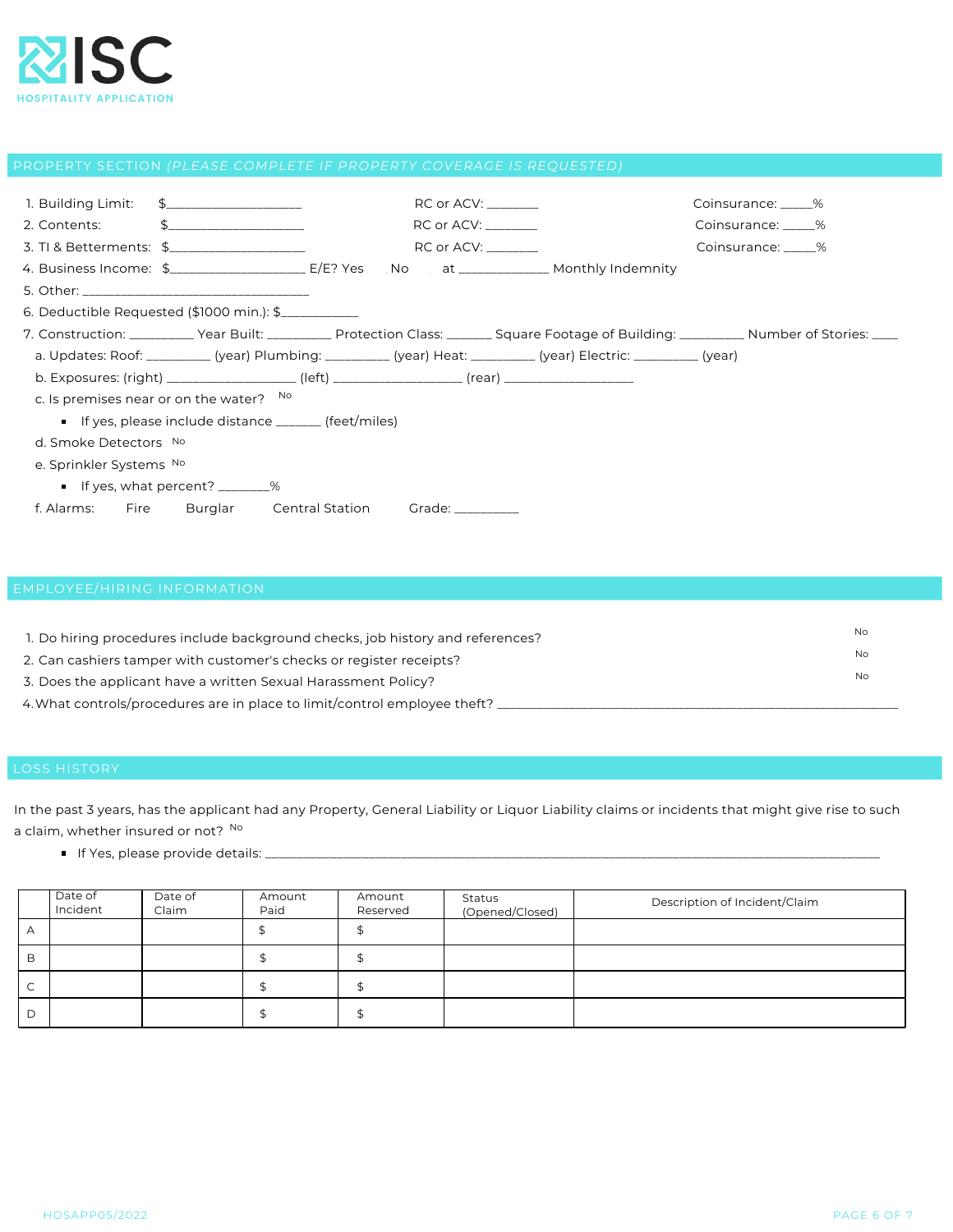ISC

HOSPITALITY APPLICATION

## PROPERTY SECTION *(PLEASE COMPLETE IF PROPERTY COVERAGE IS REQUESTED)*

1. Building Limit: $____________________ RC or ACV: _______ Coinsurance: _____%
2. Contents: $____________________ RC or ACV: _______ Coinsurance: _____%
3. TI & Betterments: $____________________ RC or ACV: _______ Coinsurance: _____%
4. Business Income: $____________________ E/E? Yes No at _____________ Monthly Indemnity
5. Other: ________________________________
6. Deductible Requested ($1000 min.): $___________
7. Construction: _________ Year Built: _________ Protection Class: ______ Square Footage of Building: _________ Number of Stories: ____
   - a. Updates: Roof: _________ (year) Plumbing: _________ (year) Heat: _________ (year) Electric: _________ (year)
   - b. Exposures: (right) __________________ (left) __________________ (rear) __________________
   - c. Is premises near or on the water? No
     - If yes, please include distance ______ (feet/miles)
   - d. Smoke Detectors No
   - e. Sprinkler Systems No
     - If yes, what percent? _______%
   - f. Alarms: Fire Burglar Central Station Grade: _________

## EMPLOYEE/HIRING INFORMATION

1. Do hiring procedures include background checks, job history and references? No
2. Can cashiers tamper with customer's checks or register receipts? No
3. Does the applicant have a written Sexual Harassment Policy? No
4. What controls/procedures are in place to limit/control employee theft? ____________________________________________

## LOSS HISTORY

In the past 3 years, has the applicant had any Property, General Liability or Liquor Liability claims or incidents that might give rise to such a claim, whether insured or not? No

- If Yes, please provide details: ____________________________________________

| | Date of Incident | Date of Claim | Amount Paid | Amount Reserved | Status (Opened/Closed) | Description of Incident/Claim |
|---|---|---|---|---|---|---|
| A | | | $ | $ | | |
| B | | | $ | $ | | |
| C | | | $ | $ | | |
| D | | | $ | $ | | |

HOSAPP05/2022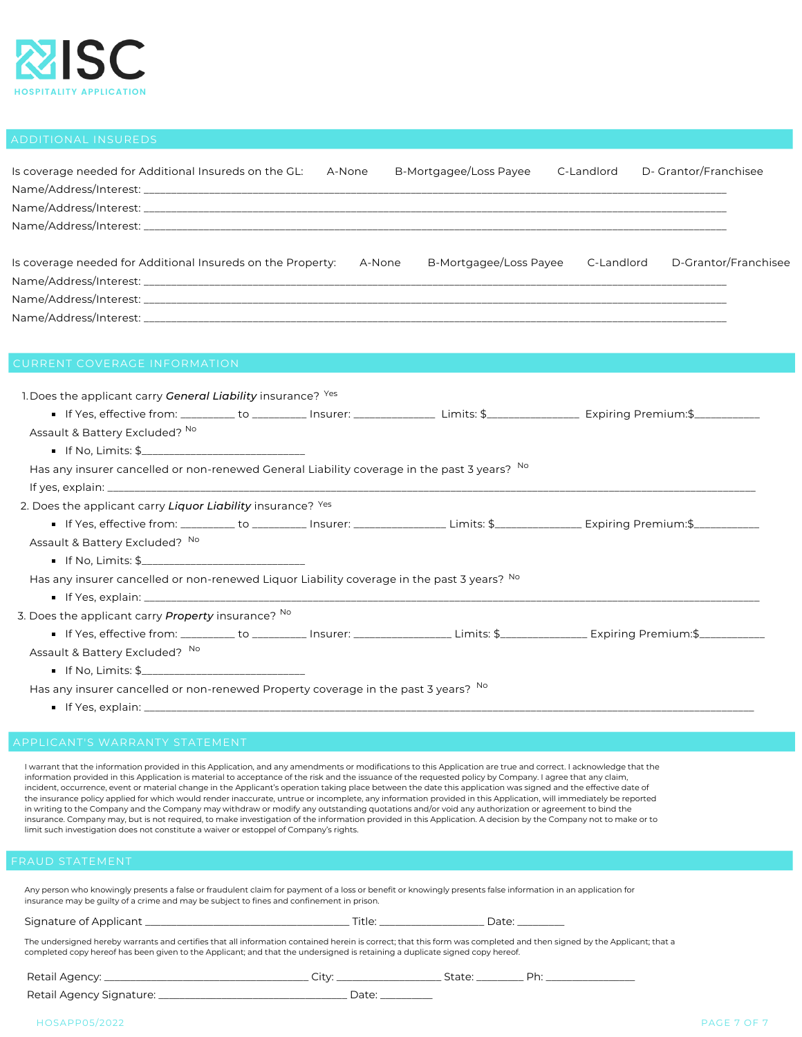# ISC

HOSPITALITY APPLICATION

## ADDITIONAL INSUREDS

Is coverage needed for Additional Insureds on the GL: A-None B-Mortgagee/Loss Payee C-Landlord D- Grantor/Franchisee

Name/Address/Interest: ______________________________________________________________________________

Name/Address/Interest: ______________________________________________________________________________

Name/Address/Interest: ______________________________________________________________________________

Is coverage needed for Additional Insureds on the Property: A-None B-Mortgagee/Loss Payee C-Landlord D-Grantor/Franchisee

Name/Address/Interest: ______________________________________________________________________________

Name/Address/Interest: ______________________________________________________________________________

Name/Address/Interest: ______________________________________________________________________________

## CURRENT COVERAGE INFORMATION

1. Does the applicant carry ***General Liability*** insurance? Yes
   - If Yes, effective from: _________ to _________ Insurer: ______________ Limits: $________________ Expiring Premium:$____________

   Assault & Battery Excluded? No
   - If No, Limits: $____________________________

   Has any insurer cancelled or non-renewed General Liability coverage in the past 3 years? No

   If yes, explain: ______________________________________________________________________________

2. Does the applicant carry ***Liquor Liability*** insurance? Yes
   - If Yes, effective from: _________ to _________ Insurer: ________________ Limits: $________________ Expiring Premium:$___________

   Assault & Battery Excluded? No
   - If No, Limits: $____________________________

   Has any insurer cancelled or non-renewed Liquor Liability coverage in the past 3 years? No
   - If Yes, explain: ______________________________________________________________________________

3. Does the applicant carry ***Property*** insurance? No
   - If Yes, effective from: _________ to _________ Insurer: _________________ Limits: $_______________ Expiring Premium:$____________

   Assault & Battery Excluded? No
   - If No, Limits: $____________________________

   Has any insurer cancelled or non-renewed Property coverage in the past 3 years? No
   - If Yes, explain: ______________________________________________________________________________

## APPLICANT'S WARRANTY STATEMENT

I warrant that the information provided in this Application, and any amendments or modifications to this Application are true and correct. I acknowledge that the information provided in this Application is material to acceptance of the risk and the issuance of the requested policy by Company. I agree that any claim, incident, occurrence, event or material change in the Applicant's operation taking place between the date this application was signed and the effective date of the insurance policy applied for which would render inaccurate, untrue or incomplete, any information provided in this Application, will immediately be reported in writing to the Company and the Company may withdraw or modify any outstanding quotations and/or void any authorization or agreement to bind the insurance. Company may, but is not required, to make investigation of the information provided in this Application. A decision by the Company not to make or to limit such investigation does not constitute a waiver or estoppel of Company's rights.

## FRAUD STATEMENT

Any person who knowingly presents a false or fraudulent claim for payment of a loss or benefit or knowingly presents false information in an application for insurance may be guilty of a crime and may be subject to fines and confinement in prison.

Signature of Applicant ___________________________________ Title: __________________ Date: ________

The undersigned hereby warrants and certifies that all information contained herein is correct; that this form was completed and then signed by the Applicant; that a completed copy hereof has been given to the Applicant; and that the undersigned is retaining a duplicate signed copy hereof.

Retail Agency: ___________________________________ City: __________________ State: ________ Ph: ________________

Retail Agency Signature: _______________________________ Date: _________

HOSAPP05/2022